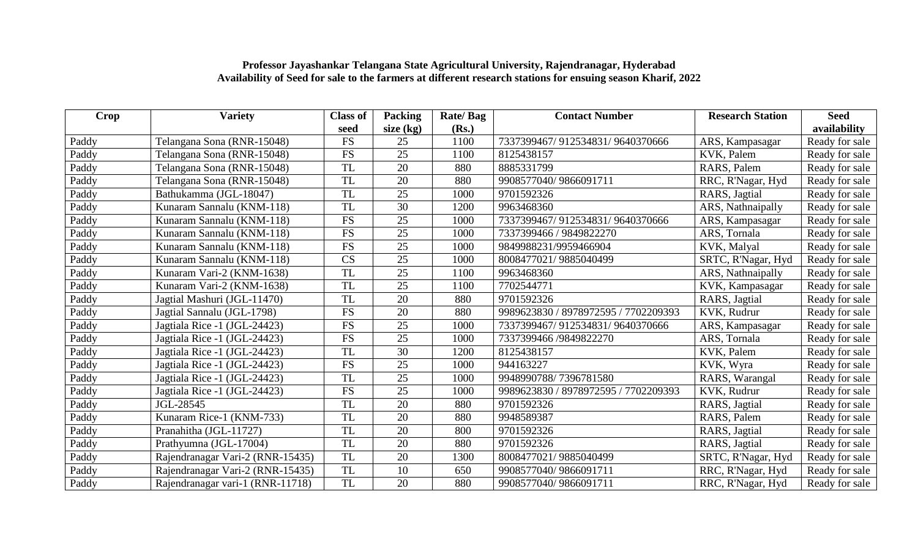**Professor Jayashankar Telangana State Agricultural University, Rajendranagar, Hyderabad**
**Availability of Seed for sale to the farmers at different research stations for ensuing season Kharif, 2022**

| Crop | Variety | Class of seed | Packing size (kg) | Rate/ Bag (Rs.) | Contact Number | Research Station | Seed availability |
|---|---|---|---|---|---|---|---|
| Paddy | Telangana Sona (RNR-15048) | FS | 25 | 1100 | 7337399467/ 912534831/ 9640370666 | ARS, Kampasagar | Ready for sale |
| Paddy | Telangana Sona (RNR-15048) | FS | 25 | 1100 | 8125438157 | KVK, Palem | Ready for sale |
| Paddy | Telangana Sona (RNR-15048) | TL | 20 | 880 | 8885331799 | RARS, Palem | Ready for sale |
| Paddy | Telangana Sona (RNR-15048) | TL | 20 | 880 | 9908577040/ 9866091711 | RRC, R'Nagar, Hyd | Ready for sale |
| Paddy | Bathukamma (JGL-18047) | TL | 25 | 1000 | 9701592326 | RARS, Jagtial | Ready for sale |
| Paddy | Kunaram Sannalu (KNM-118) | TL | 30 | 1200 | 9963468360 | ARS, Nathnaipally | Ready for sale |
| Paddy | Kunaram Sannalu (KNM-118) | FS | 25 | 1000 | 7337399467/ 912534831/ 9640370666 | ARS, Kampasagar | Ready for sale |
| Paddy | Kunaram Sannalu (KNM-118) | FS | 25 | 1000 | 7337399466 / 9849822270 | ARS, Tornala | Ready for sale |
| Paddy | Kunaram Sannalu (KNM-118) | FS | 25 | 1000 | 9849988231/9959466904 | KVK, Malyal | Ready for sale |
| Paddy | Kunaram Sannalu (KNM-118) | CS | 25 | 1000 | 8008477021/ 9885040499 | SRTC, R'Nagar, Hyd | Ready for sale |
| Paddy | Kunaram Vari-2 (KNM-1638) | TL | 25 | 1100 | 9963468360 | ARS, Nathnaipally | Ready for sale |
| Paddy | Kunaram Vari-2 (KNM-1638) | TL | 25 | 1100 | 7702544771 | KVK, Kampasagar | Ready for sale |
| Paddy | Jagtial Mashuri (JGL-11470) | TL | 20 | 880 | 9701592326 | RARS, Jagtial | Ready for sale |
| Paddy | Jagtial Sannalu (JGL-1798) | FS | 20 | 880 | 9989623830 / 8978972595 / 7702209393 | KVK, Rudrur | Ready for sale |
| Paddy | Jagtiala Rice -1 (JGL-24423) | FS | 25 | 1000 | 7337399467/ 912534831/ 9640370666 | ARS, Kampasagar | Ready for sale |
| Paddy | Jagtiala Rice -1 (JGL-24423) | FS | 25 | 1000 | 7337399466 /9849822270 | ARS, Tornala | Ready for sale |
| Paddy | Jagtiala Rice -1 (JGL-24423) | TL | 30 | 1200 | 8125438157 | KVK, Palem | Ready for sale |
| Paddy | Jagtiala Rice -1 (JGL-24423) | FS | 25 | 1000 | 944163227 | KVK, Wyra | Ready for sale |
| Paddy | Jagtiala Rice -1 (JGL-24423) | TL | 25 | 1000 | 9948990788/ 7396781580 | RARS, Warangal | Ready for sale |
| Paddy | Jagtiala Rice -1 (JGL-24423) | FS | 25 | 1000 | 9989623830 / 8978972595 / 7702209393 | KVK, Rudrur | Ready for sale |
| Paddy | JGL-28545 | TL | 20 | 880 | 9701592326 | RARS, Jagtial | Ready for sale |
| Paddy | Kunaram Rice-1 (KNM-733) | TL | 20 | 880 | 9948589387 | RARS, Palem | Ready for sale |
| Paddy | Pranahitha (JGL-11727) | TL | 20 | 800 | 9701592326 | RARS, Jagtial | Ready for sale |
| Paddy | Prathyumna (JGL-17004) | TL | 20 | 880 | 9701592326 | RARS, Jagtial | Ready for sale |
| Paddy | Rajendranagar Vari-2 (RNR-15435) | TL | 20 | 1300 | 8008477021/ 9885040499 | SRTC, R'Nagar, Hyd | Ready for sale |
| Paddy | Rajendranagar Vari-2 (RNR-15435) | TL | 10 | 650 | 9908577040/ 9866091711 | RRC, R'Nagar, Hyd | Ready for sale |
| Paddy | Rajendranagar vari-1 (RNR-11718) | TL | 20 | 880 | 9908577040/ 9866091711 | RRC, R'Nagar, Hyd | Ready for sale |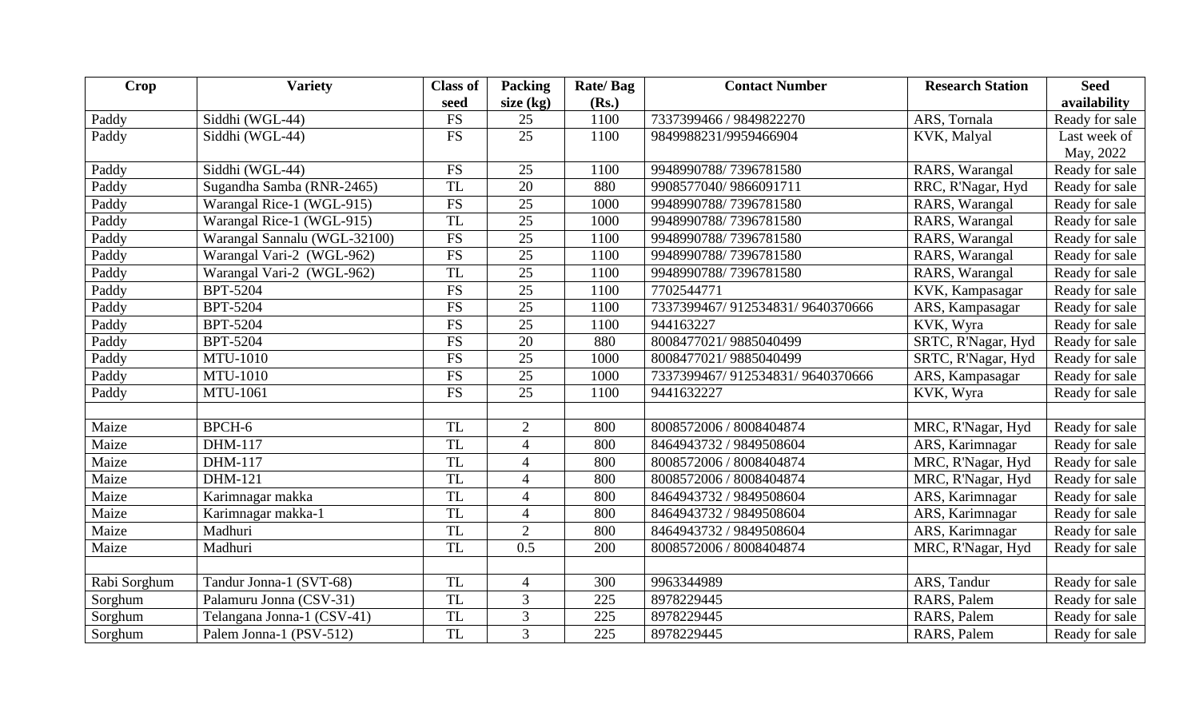| Crop | Variety | Class of seed | Packing size (kg) | Rate/ Bag (Rs.) | Contact Number | Research Station | Seed availability |
|---|---|---|---|---|---|---|---|
| Paddy | Siddhi (WGL-44) | FS | 25 | 1100 | 7337399466 / 9849822270 | ARS, Tornala | Ready for sale |
| Paddy | Siddhi (WGL-44) | FS | 25 | 1100 | 9849988231/9959466904 | KVK, Malyal | Last week of May, 2022 |
| Paddy | Siddhi (WGL-44) | FS | 25 | 1100 | 9948990788/ 7396781580 | RARS, Warangal | Ready for sale |
| Paddy | Sugandha Samba (RNR-2465) | TL | 20 | 880 | 9908577040/ 9866091711 | RRC, R'Nagar, Hyd | Ready for sale |
| Paddy | Warangal Rice-1 (WGL-915) | FS | 25 | 1000 | 9948990788/ 7396781580 | RARS, Warangal | Ready for sale |
| Paddy | Warangal Rice-1 (WGL-915) | TL | 25 | 1000 | 9948990788/ 7396781580 | RARS, Warangal | Ready for sale |
| Paddy | Warangal Sannalu (WGL-32100) | FS | 25 | 1100 | 9948990788/ 7396781580 | RARS, Warangal | Ready for sale |
| Paddy | Warangal Vari-2 (WGL-962) | FS | 25 | 1100 | 9948990788/ 7396781580 | RARS, Warangal | Ready for sale |
| Paddy | Warangal Vari-2 (WGL-962) | TL | 25 | 1100 | 9948990788/ 7396781580 | RARS, Warangal | Ready for sale |
| Paddy | BPT-5204 | FS | 25 | 1100 | 7702544771 | KVK, Kampasagar | Ready for sale |
| Paddy | BPT-5204 | FS | 25 | 1100 | 7337399467/ 912534831/ 9640370666 | ARS, Kampasagar | Ready for sale |
| Paddy | BPT-5204 | FS | 25 | 1100 | 944163227 | KVK, Wyra | Ready for sale |
| Paddy | BPT-5204 | FS | 20 | 880 | 8008477021/ 9885040499 | SRTC, R'Nagar, Hyd | Ready for sale |
| Paddy | MTU-1010 | FS | 25 | 1000 | 8008477021/ 9885040499 | SRTC, R'Nagar, Hyd | Ready for sale |
| Paddy | MTU-1010 | FS | 25 | 1000 | 7337399467/ 912534831/ 9640370666 | ARS, Kampasagar | Ready for sale |
| Paddy | MTU-1061 | FS | 25 | 1100 | 9441632227 | KVK, Wyra | Ready for sale |
| | | | | | | | |
| Maize | BPCH-6 | TL | 2 | 800 | 8008572006 / 8008404874 | MRC, R'Nagar, Hyd | Ready for sale |
| Maize | DHM-117 | TL | 4 | 800 | 8464943732 / 9849508604 | ARS, Karimnagar | Ready for sale |
| Maize | DHM-117 | TL | 4 | 800 | 8008572006 / 8008404874 | MRC, R'Nagar, Hyd | Ready for sale |
| Maize | DHM-121 | TL | 4 | 800 | 8008572006 / 8008404874 | MRC, R'Nagar, Hyd | Ready for sale |
| Maize | Karimnagar makka | TL | 4 | 800 | 8464943732 / 9849508604 | ARS, Karimnagar | Ready for sale |
| Maize | Karimnagar makka-1 | TL | 4 | 800 | 8464943732 / 9849508604 | ARS, Karimnagar | Ready for sale |
| Maize | Madhuri | TL | 2 | 800 | 8464943732 / 9849508604 | ARS, Karimnagar | Ready for sale |
| Maize | Madhuri | TL | 0.5 | 200 | 8008572006 / 8008404874 | MRC, R'Nagar, Hyd | Ready for sale |
| | | | | | | | |
| Rabi Sorghum | Tandur Jonna-1 (SVT-68) | TL | 4 | 300 | 9963344989 | ARS, Tandur | Ready for sale |
| Sorghum | Palamuru Jonna (CSV-31) | TL | 3 | 225 | 8978229445 | RARS, Palem | Ready for sale |
| Sorghum | Telangana Jonna-1 (CSV-41) | TL | 3 | 225 | 8978229445 | RARS, Palem | Ready for sale |
| Sorghum | Palem Jonna-1 (PSV-512) | TL | 3 | 225 | 8978229445 | RARS, Palem | Ready for sale |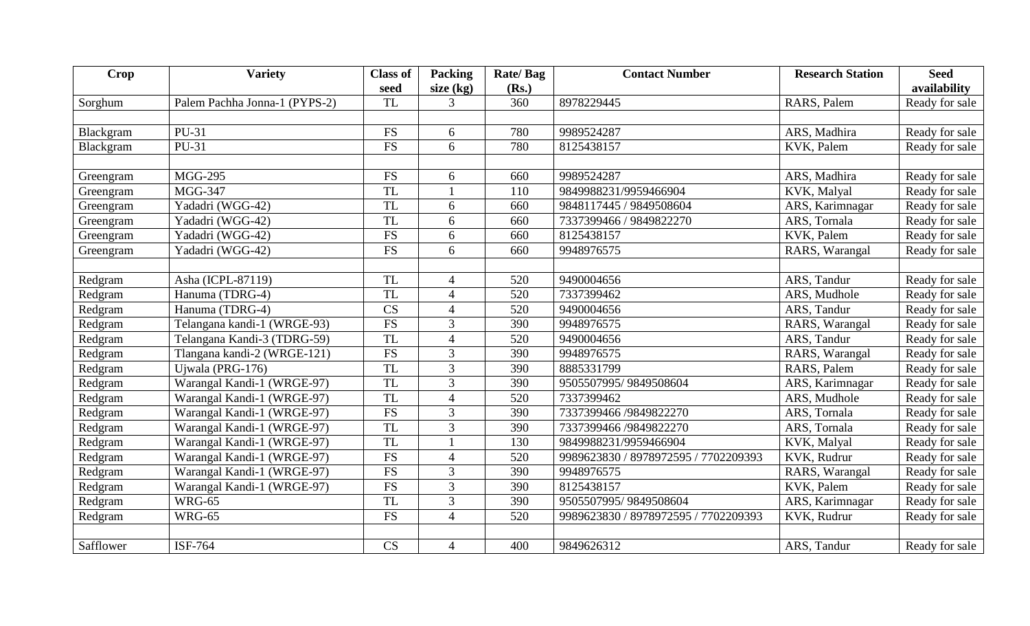| Crop | Variety | Class of seed | Packing size (kg) | Rate/ Bag (Rs.) | Contact Number | Research Station | Seed availability |
|---|---|---|---|---|---|---|---|
| Sorghum | Palem Pachha Jonna-1 (PYPS-2) | TL | 3 | 360 | 8978229445 | RARS, Palem | Ready for sale |
| | | | | | | | |
| Blackgram | PU-31 | FS | 6 | 780 | 9989524287 | ARS, Madhira | Ready for sale |
| Blackgram | PU-31 | FS | 6 | 780 | 8125438157 | KVK, Palem | Ready for sale |
| | | | | | | | |
| Greengram | MGG-295 | FS | 6 | 660 | 9989524287 | ARS, Madhira | Ready for sale |
| Greengram | MGG-347 | TL | 1 | 110 | 9849988231/9959466904 | KVK, Malyal | Ready for sale |
| Greengram | Yadadri (WGG-42) | TL | 6 | 660 | 9848117445 / 9849508604 | ARS, Karimnagar | Ready for sale |
| Greengram | Yadadri (WGG-42) | TL | 6 | 660 | 7337399466 / 9849822270 | ARS, Tornala | Ready for sale |
| Greengram | Yadadri (WGG-42) | FS | 6 | 660 | 8125438157 | KVK, Palem | Ready for sale |
| Greengram | Yadadri (WGG-42) | FS | 6 | 660 | 9948976575 | RARS, Warangal | Ready for sale |
| | | | | | | | |
| Redgram | Asha (ICPL-87119) | TL | 4 | 520 | 9490004656 | ARS, Tandur | Ready for sale |
| Redgram | Hanuma (TDRG-4) | TL | 4 | 520 | 7337399462 | ARS, Mudhole | Ready for sale |
| Redgram | Hanuma (TDRG-4) | CS | 4 | 520 | 9490004656 | ARS, Tandur | Ready for sale |
| Redgram | Telangana kandi-1 (WRGE-93) | FS | 3 | 390 | 9948976575 | RARS, Warangal | Ready for sale |
| Redgram | Telangana Kandi-3 (TDRG-59) | TL | 4 | 520 | 9490004656 | ARS, Tandur | Ready for sale |
| Redgram | Tlangana kandi-2 (WRGE-121) | FS | 3 | 390 | 9948976575 | RARS, Warangal | Ready for sale |
| Redgram | Ujwala (PRG-176) | TL | 3 | 390 | 8885331799 | RARS, Palem | Ready for sale |
| Redgram | Warangal Kandi-1 (WRGE-97) | TL | 3 | 390 | 9505507995/ 9849508604 | ARS, Karimnagar | Ready for sale |
| Redgram | Warangal Kandi-1 (WRGE-97) | TL | 4 | 520 | 7337399462 | ARS, Mudhole | Ready for sale |
| Redgram | Warangal Kandi-1 (WRGE-97) | FS | 3 | 390 | 7337399466 /9849822270 | ARS, Tornala | Ready for sale |
| Redgram | Warangal Kandi-1 (WRGE-97) | TL | 3 | 390 | 7337399466 /9849822270 | ARS, Tornala | Ready for sale |
| Redgram | Warangal Kandi-1 (WRGE-97) | TL | 1 | 130 | 9849988231/9959466904 | KVK, Malyal | Ready for sale |
| Redgram | Warangal Kandi-1 (WRGE-97) | FS | 4 | 520 | 9989623830 / 8978972595 / 7702209393 | KVK, Rudrur | Ready for sale |
| Redgram | Warangal Kandi-1 (WRGE-97) | FS | 3 | 390 | 9948976575 | RARS, Warangal | Ready for sale |
| Redgram | Warangal Kandi-1 (WRGE-97) | FS | 3 | 390 | 8125438157 | KVK, Palem | Ready for sale |
| Redgram | WRG-65 | TL | 3 | 390 | 9505507995/ 9849508604 | ARS, Karimnagar | Ready for sale |
| Redgram | WRG-65 | FS | 4 | 520 | 9989623830 / 8978972595 / 7702209393 | KVK, Rudrur | Ready for sale |
| | | | | | | | |
| Safflower | ISF-764 | CS | 4 | 400 | 9849626312 | ARS, Tandur | Ready for sale |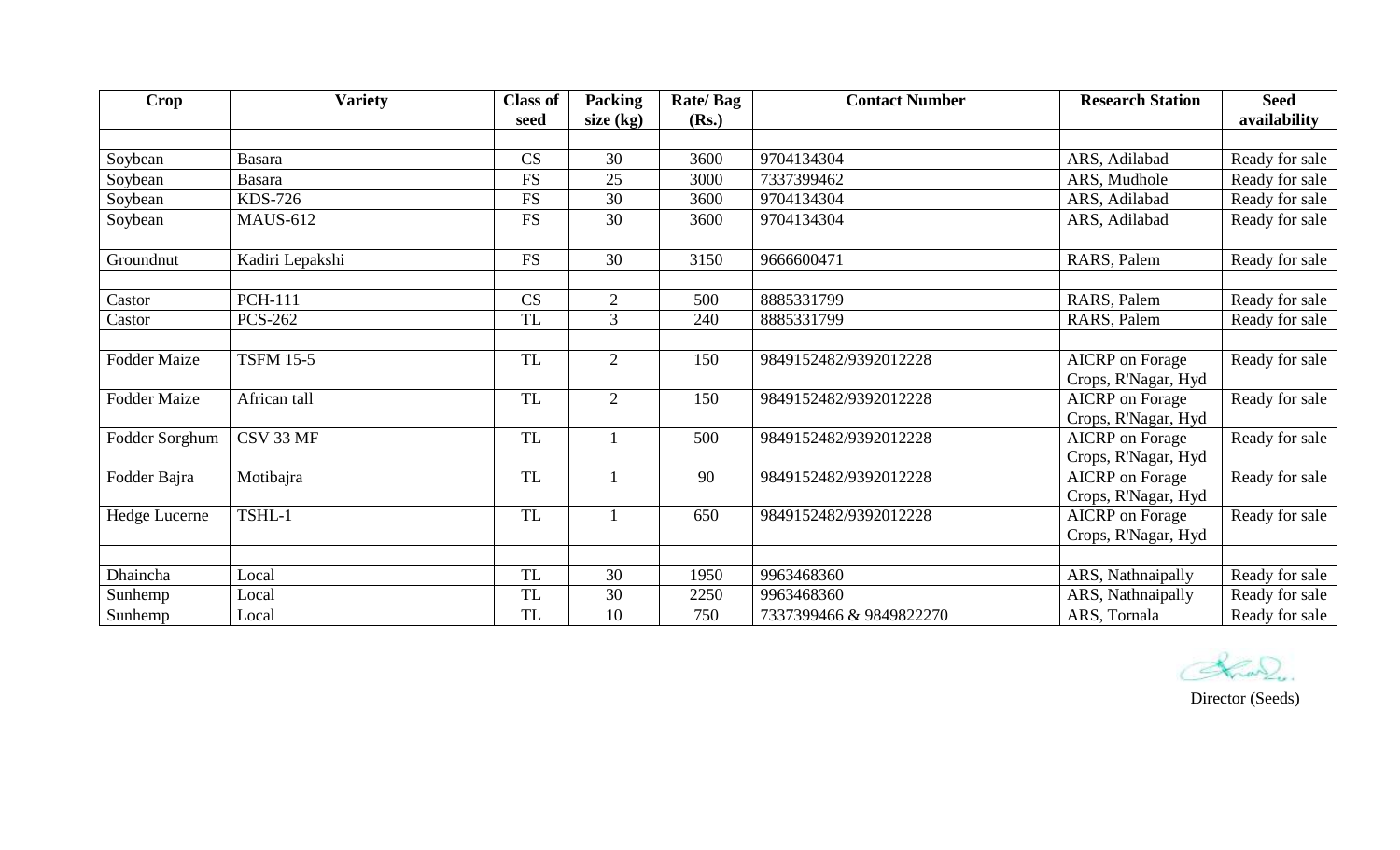| Crop | Variety | Class of seed | Packing size (kg) | Rate/ Bag (Rs.) | Contact Number | Research Station | Seed availability |
|---|---|---|---|---|---|---|---|
| | | | | | | | |
| Soybean | Basara | CS | 30 | 3600 | 9704134304 | ARS, Adilabad | Ready for sale |
| Soybean | Basara | FS | 25 | 3000 | 7337399462 | ARS, Mudhole | Ready for sale |
| Soybean | KDS-726 | FS | 30 | 3600 | 9704134304 | ARS, Adilabad | Ready for sale |
| Soybean | MAUS-612 | FS | 30 | 3600 | 9704134304 | ARS, Adilabad | Ready for sale |
| | | | | | | | |
| Groundnut | Kadiri Lepakshi | FS | 30 | 3150 | 9666600471 | RARS, Palem | Ready for sale |
| | | | | | | | |
| Castor | PCH-111 | CS | 2 | 500 | 8885331799 | RARS, Palem | Ready for sale |
| Castor | PCS-262 | TL | 3 | 240 | 8885331799 | RARS, Palem | Ready for sale |
| | | | | | | | |
| Fodder Maize | TSFM 15-5 | TL | 2 | 150 | 9849152482/9392012228 | AICRP on Forage Crops, R'Nagar, Hyd | Ready for sale |
| Fodder Maize | African tall | TL | 2 | 150 | 9849152482/9392012228 | AICRP on Forage Crops, R'Nagar, Hyd | Ready for sale |
| Fodder Sorghum | CSV 33 MF | TL | 1 | 500 | 9849152482/9392012228 | AICRP on Forage Crops, R'Nagar, Hyd | Ready for sale |
| Fodder Bajra | Motibajra | TL | 1 | 90 | 9849152482/9392012228 | AICRP on Forage Crops, R'Nagar, Hyd | Ready for sale |
| Hedge Lucerne | TSHL-1 | TL | 1 | 650 | 9849152482/9392012228 | AICRP on Forage Crops, R'Nagar, Hyd | Ready for sale |
| | | | | | | | |
| Dhaincha | Local | TL | 30 | 1950 | 9963468360 | ARS, Nathnaipally | Ready for sale |
| Sunhemp | Local | TL | 30 | 2250 | 9963468360 | ARS, Nathnaipally | Ready for sale |
| Sunhemp | Local | TL | 10 | 750 | 7337399466 & 9849822270 | ARS, Tornala | Ready for sale |

Director (Seeds)